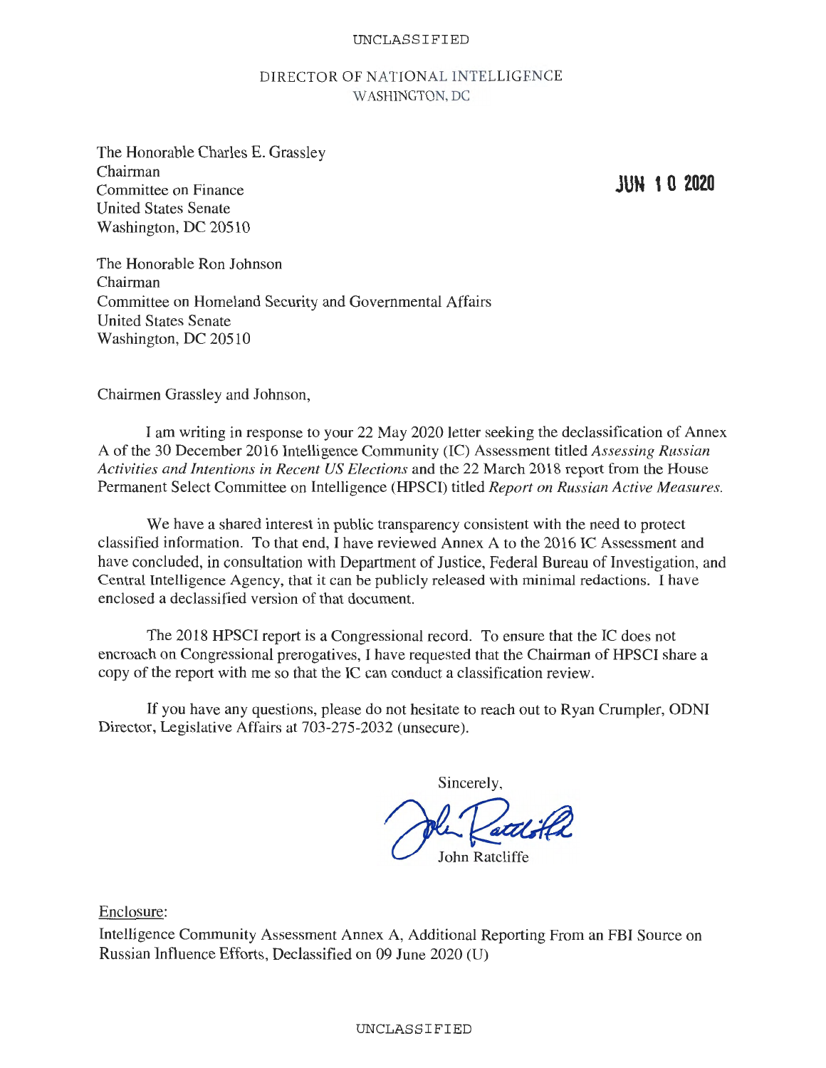UNCLASSIFIED

DIRECTOR OF NATIONAL INTELLIGENCE
WASHINGTON, DC

JUN 10 2020

The Honorable Charles E. Grassley
Chairman
Committee on Finance
United States Senate
Washington, DC 20510

The Honorable Ron Johnson
Chairman
Committee on Homeland Security and Governmental Affairs
United States Senate
Washington, DC 20510

Chairmen Grassley and Johnson,

I am writing in response to your 22 May 2020 letter seeking the declassification of Annex A of the 30 December 2016 Intelligence Community (IC) Assessment titled *Assessing Russian Activities and Intentions in Recent US Elections* and the 22 March 2018 report from the House Permanent Select Committee on Intelligence (HPSCI) titled *Report on Russian Active Measures.*

We have a shared interest in public transparency consistent with the need to protect classified information. To that end, I have reviewed Annex A to the 2016 IC Assessment and have concluded, in consultation with Department of Justice, Federal Bureau of Investigation, and Central Intelligence Agency, that it can be publicly released with minimal redactions. I have enclosed a declassified version of that document.

The 2018 HPSCI report is a Congressional record. To ensure that the IC does not encroach on Congressional prerogatives, I have requested that the Chairman of HPSCI share a copy of the report with me so that the IC can conduct a classification review.

If you have any questions, please do not hesitate to reach out to Ryan Crumpler, ODNI Director, Legislative Affairs at 703-275-2032 (unsecure).

Sincerely,

John Ratcliffe

Enclosure:
Intelligence Community Assessment Annex A, Additional Reporting From an FBI Source on Russian Influence Efforts, Declassified on 09 June 2020 (U)

UNCLASSIFIED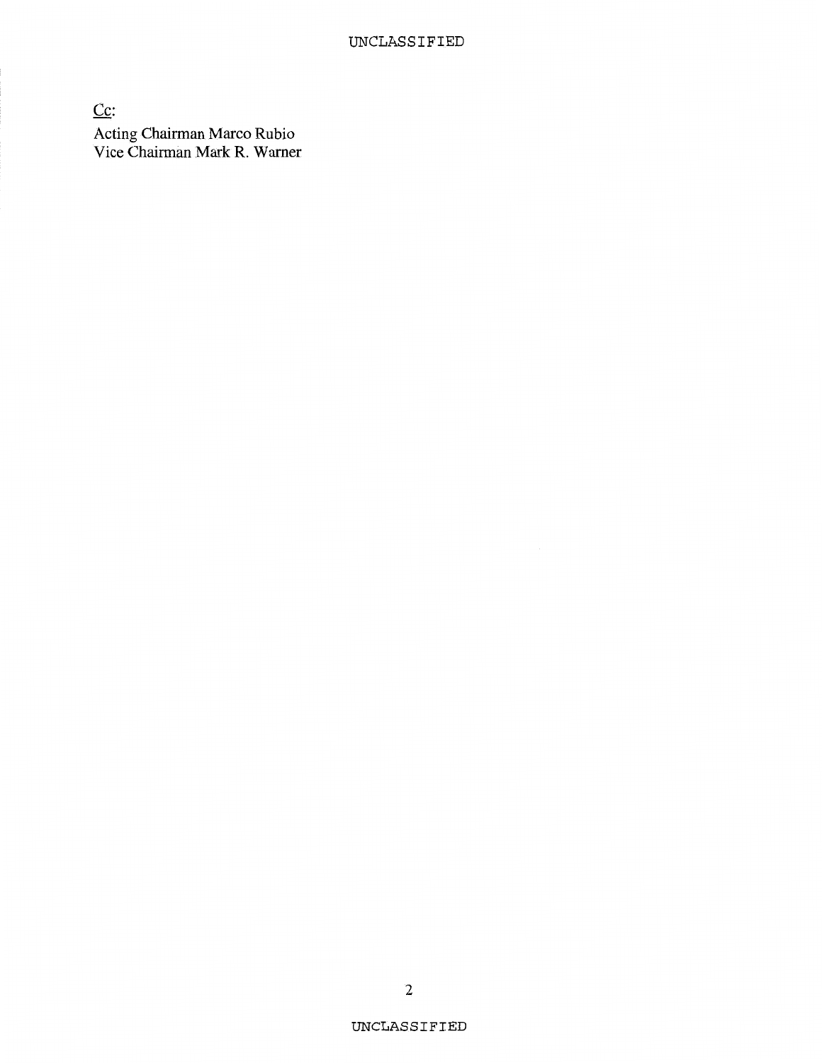<u>Cc</u>:

Acting Chairman Marco Rubio
Vice Chairman Mark R. Warner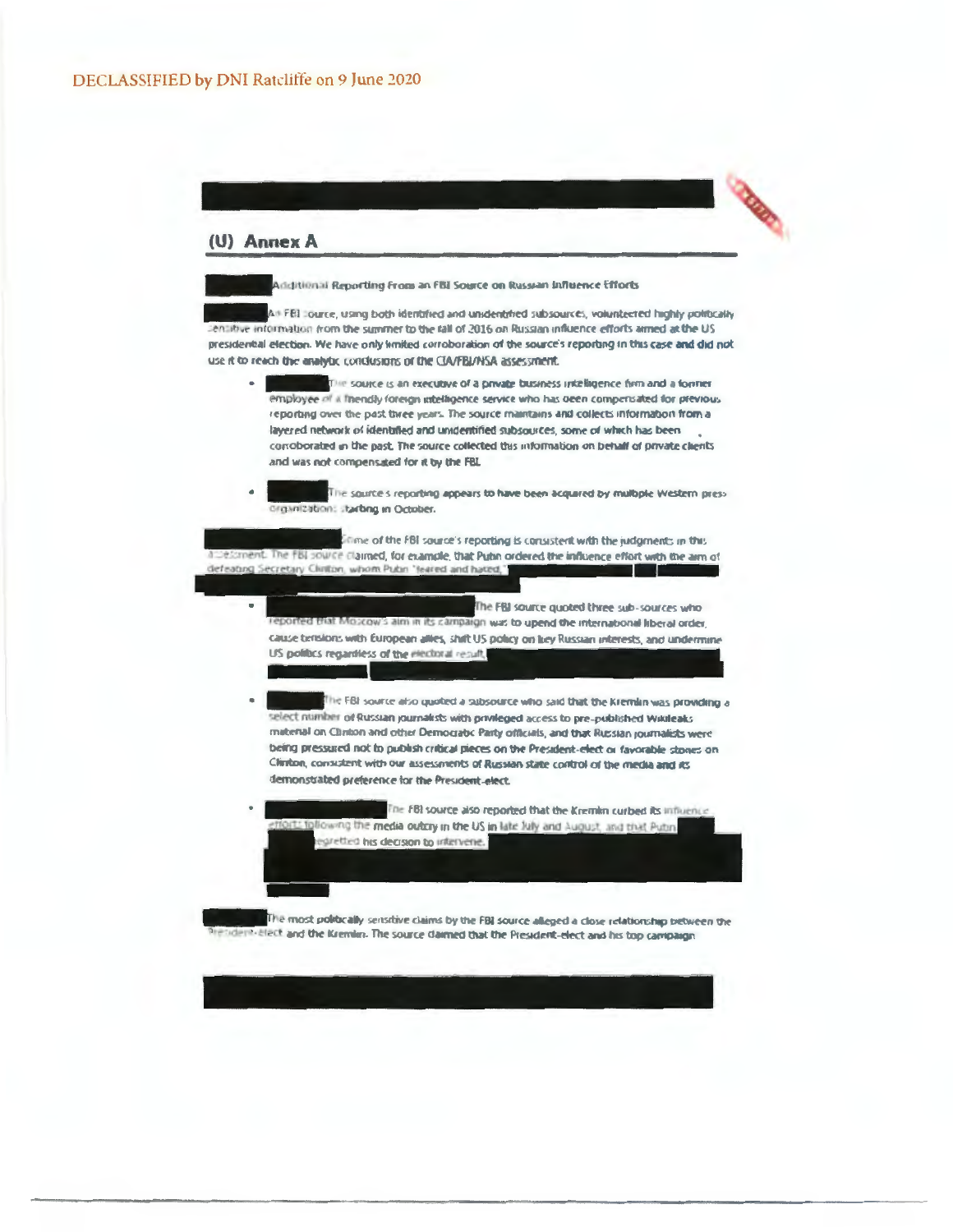DECLASSIFIED by DNI Ratcliffe on 9 June 2020

## (U) Annex A

**Additional Reporting From an FBI Source on Russian Influence Efforts**

An FBI source, using both identified and unidentified subsources, volunteered highly politically sensitive information from the summer to the fall of 2016 on Russian influence efforts aimed at the US presidential election. We have only limited corroboration of the source's reporting in this case and did not use it to reach the analytic conclusions of the CIA/FBI/NSA assessment.

- The source is an executive of a private business intelligence firm and a former employee of a friendly foreign intelligence service who has been compensated for previous reporting over the past three years. The source maintains and collects information from a layered network of identified and unidentified subsources, some of which has been corroborated in the past. The source collected this information on behalf of private clients and was not compensated for it by the FBI.

- The source's reporting appears to have been acquired by multiple Western press organizations starting in October.

Some of the FBI source's reporting is consistent with the judgments in this assessment. The FBI source claimed, for example, that Putin ordered the influence effort with the aim of defeating Secretary Clinton, whom Putin "feared and hated,"

- The FBI source quoted three sub-sources who reported that Moscow's aim in its campaign was to upend the international liberal order, cause tensions with European allies, shift US policy on key Russian interests, and undermine US politics regardless of the electoral result.

- The FBI source also quoted a subsource who said that the Kremlin was providing a select number of Russian journalists with privileged access to pre-published Wikileaks material on Clinton and other Democratic Party officials, and that Russian journalists were being pressured not to publish critical pieces on the President-elect or favorable stories on Clinton, consistent with our assessments of Russian state control of the media and its demonstrated preference for the President-elect.

- The FBI source also reported that the Kremlin curbed its influence efforts following the media outcry in the US in late July and August, and that Putin regretted his decision to intervene.

The most politically sensitive claims by the FBI source alleged a close relationship between the President-elect and the Kremlin. The source claimed that the President-elect and his top campaign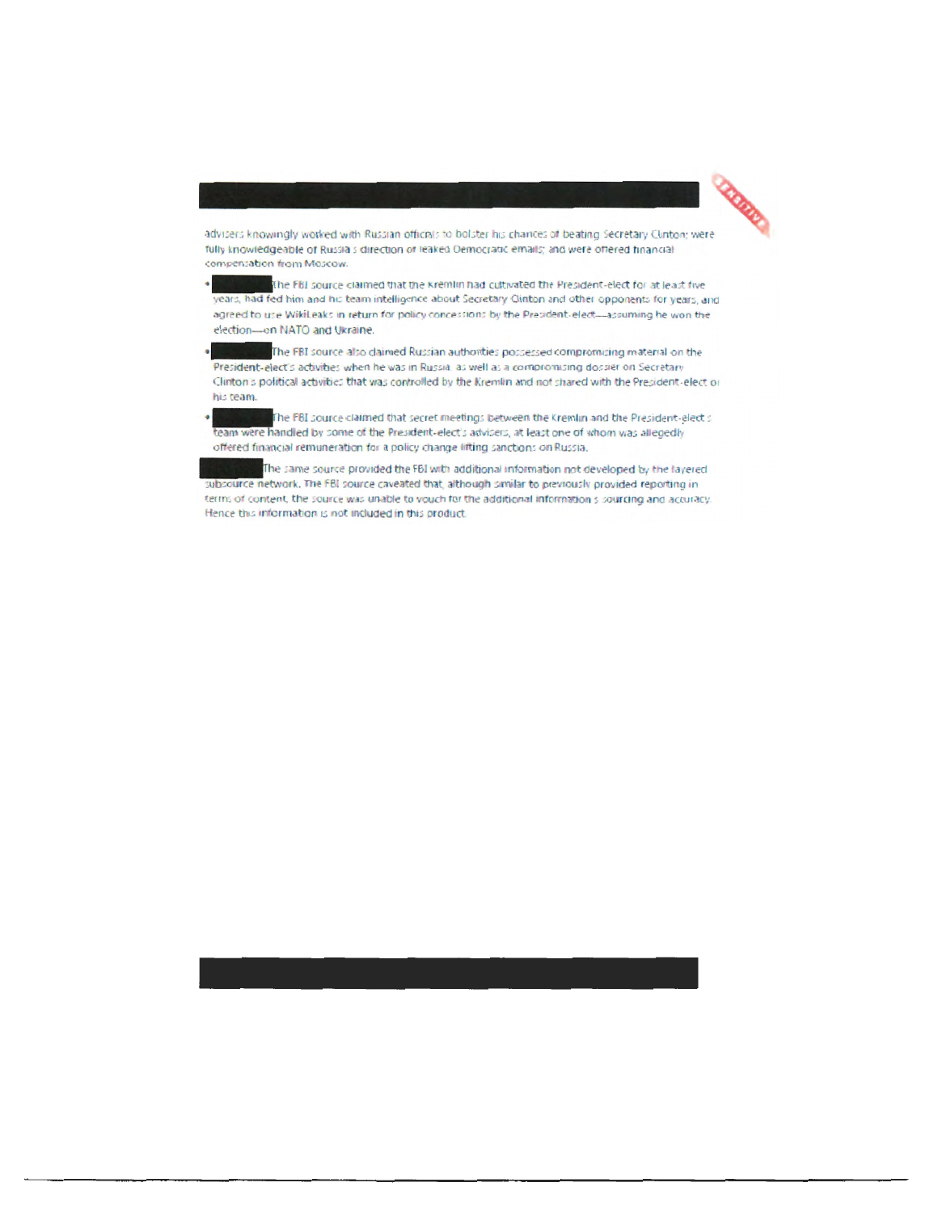advisers knowingly worked with Russian officials to bolster his chances of beating Secretary Clinton; were fully knowledgeable of Russia's direction of leaked Democratic emails; and were offered financial compensation from Moscow.

- The FBI source claimed that the Kremlin had cultivated the President-elect for at least five years, had fed him and his team intelligence about Secretary Clinton and other opponents for years, and agreed to use WikiLeaks in return for policy concessions by the President-elect—assuming he won the election—on NATO and Ukraine.
- The FBI source also claimed Russian authorities possessed compromising material on the President-elect's activities when he was in Russia, as well as a compromising dossier on Secretary Clinton's political activities that was controlled by the Kremlin and not shared with the President-elect or his team.
- The FBI source claimed that secret meetings between the Kremlin and the President-elect's team were handled by some of the President-elect's advisers, at least one of whom was allegedly offered financial remuneration for a policy change lifting sanctions on Russia.

The same source provided the FBI with additional information not developed by the layered subsource network. The FBI source caveated that, although similar to previously provided reporting in terms of content, the source was unable to vouch for the additional information's sourcing and accuracy. Hence this information is not included in this product.